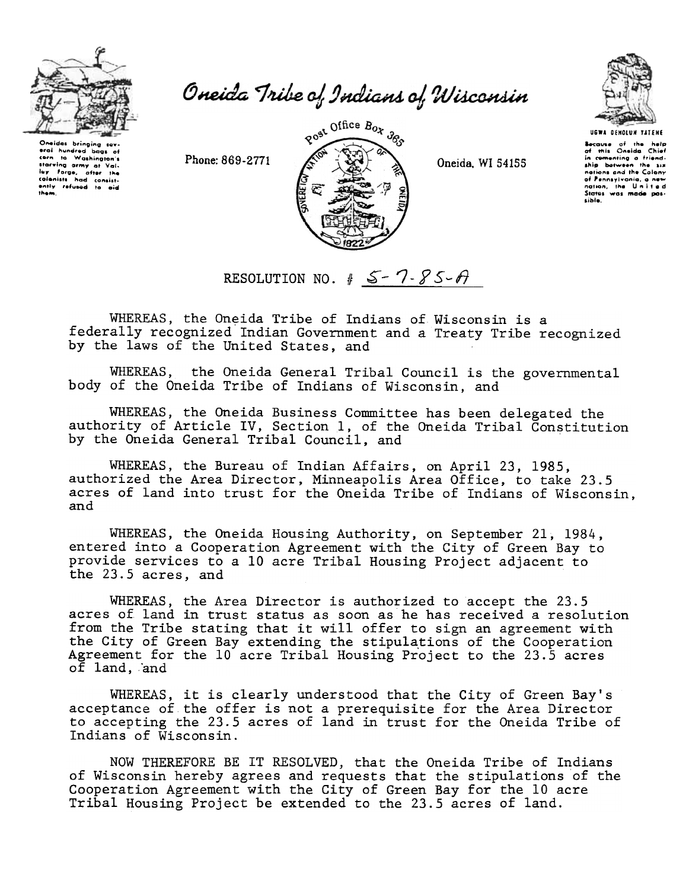# Oneida Tribe of Indians of Wisconsin

Oneidas bringing several hundred bags of corn to Washington's starving army at Valley Forge, after the colonists had consistently refused to aid them.

Phone: 869-2771

Post Office Box 365

Oneida, WI 54155

UGWA DEHOLUN YATEHE

Because of the help of this Oneida Chief in cementing a friendship between the six nations and the Colony of Pennsylvania, a new nation, the United States was made possible.

RESOLUTION NO. # 5-7-85-A

WHEREAS, the Oneida Tribe of Indians of Wisconsin is a federally recognized Indian Government and a Treaty Tribe recognized by the laws of the United States, and

WHEREAS, the Oneida General Tribal Council is the governmental body of the Oneida Tribe of Indians of Wisconsin, and

WHEREAS, the Oneida Business Committee has been delegated the authority of Article IV, Section 1, of the Oneida Tribal Constitution by the Oneida General Tribal Council, and

WHEREAS, the Bureau of Indian Affairs, on April 23, 1985, authorized the Area Director, Minneapolis Area Office, to take 23.5 acres of land into trust for the Oneida Tribe of Indians of Wisconsin, and

WHEREAS, the Oneida Housing Authority, on September 21, 1984, entered into a Cooperation Agreement with the City of Green Bay to provide services to a 10 acre Tribal Housing Project adjacent to the 23.5 acres, and

WHEREAS, the Area Director is authorized to accept the 23.5 acres of land in trust status as soon as he has received a resolution from the Tribe stating that it will offer to sign an agreement with the City of Green Bay extending the stipulations of the Cooperation Agreement for the 10 acre Tribal Housing Project to the 23.5 acres of land, and

WHEREAS, it is clearly understood that the City of Green Bay's acceptance of the offer is not a prerequisite for the Area Director to accepting the 23.5 acres of land in trust for the Oneida Tribe of Indians of Wisconsin.

NOW THEREFORE BE IT RESOLVED, that the Oneida Tribe of Indians of Wisconsin hereby agrees and requests that the stipulations of the Cooperation Agreement with the City of Green Bay for the 10 acre Tribal Housing Project be extended to the 23.5 acres of land.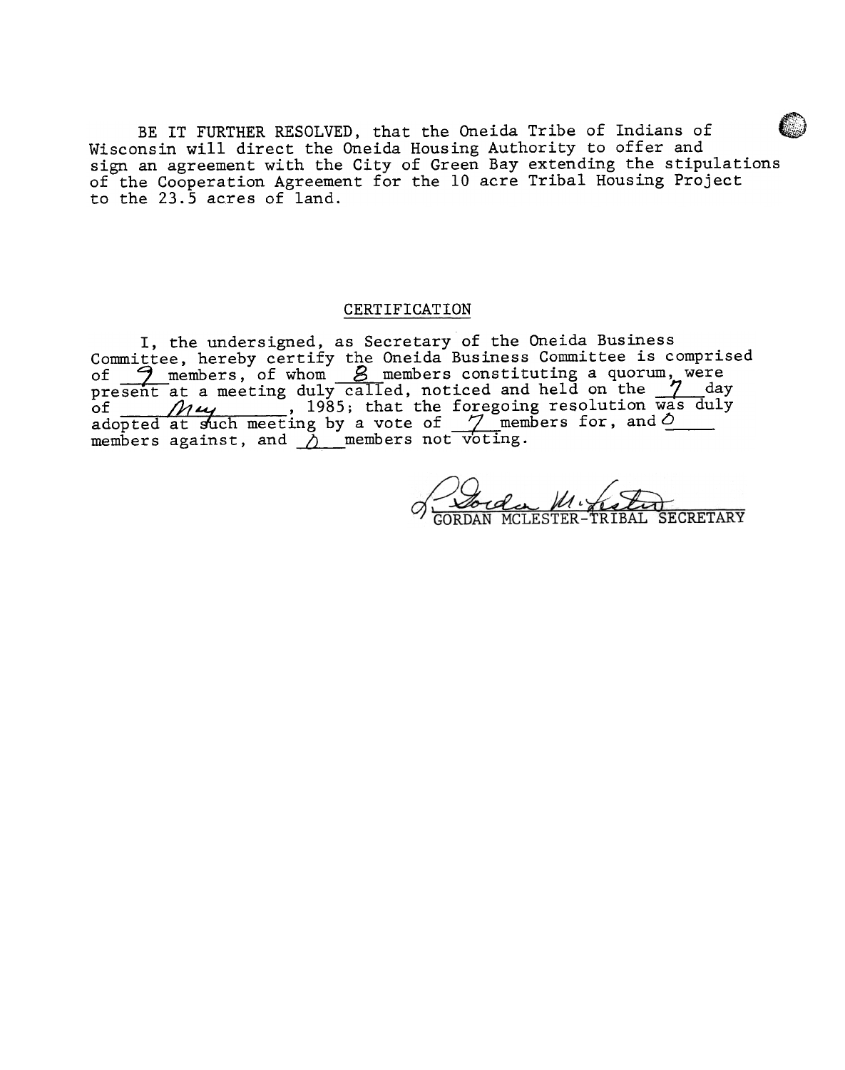BE IT FURTHER RESOLVED, that the Oneida Tribe of Indians of Wisconsin will direct the Oneida Housing Authority to offer and sign an agreement with the City of Green Bay extending the stipulations of the Cooperation Agreement for the 10 acre Tribal Housing Project to the 23.5 acres of land.

## CERTIFICATION

I, the undersigned, as Secretary of the Oneida Business Committee, hereby certify the Oneida Business Committee is comprised of 9 members, of whom 8 members constituting a quorum, were present at a meeting duly called, noticed and held on the 7 day of May, 1985; that the foregoing resolution was duly adopted at such meeting by a vote of 7 members for, and 0 members against, and 0 members not voting.

GORDAN MCLESTER-TRIBAL SECRETARY